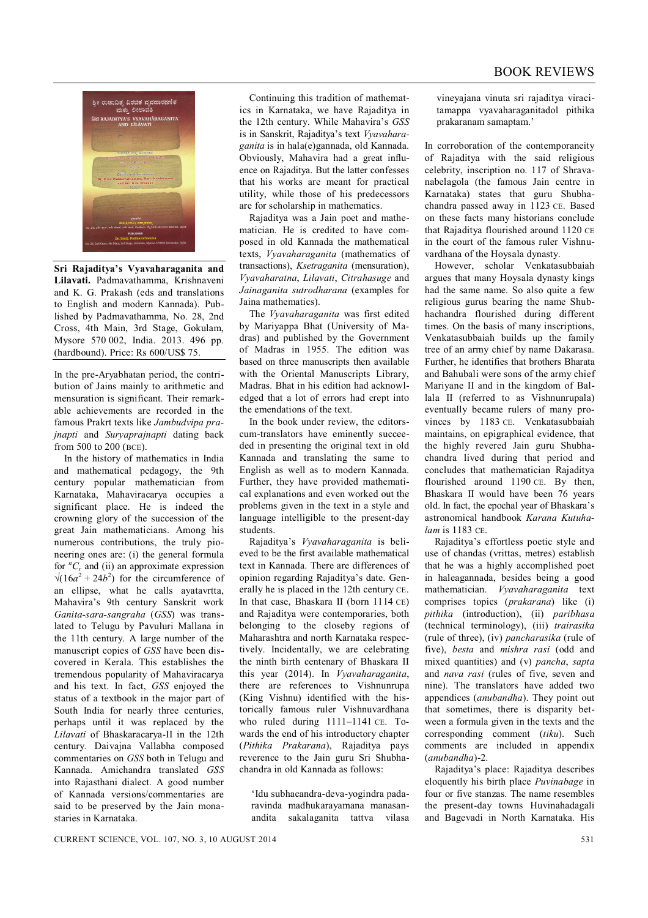**Sri Rajaditya's Vyavaharaganita and Lilavati.** Padmavathamma, Krishnaveni and K. G. Prakash (eds and translations to English and modern Kannada). Published by Padmavathamma, No. 28, 2nd Cross, 4th Main, 3rd Stage, Gokulam, Mysore 570 002, India. 2013. 496 pp. (hardbound). Price: Rs 600/US$ 75.

In the pre-Aryabhatan period, the contribution of Jains mainly to arithmetic and mensuration is significant. Their remarkable achievements are recorded in the famous Prakrt texts like *Jambudvipa prajnapti* and *Suryaprajnapti* dating back from 500 to 200 (BCE).

In the history of mathematics in India and mathematical pedagogy, the 9th century popular mathematician from Karnataka, Mahaviracarya occupies a significant place. He is indeed the crowning glory of the succession of the great Jain mathematicians. Among his numerous contributions, the truly pioneering ones are: (i) the general formula for ${}^nC_r$ and (ii) an approximate expression $\sqrt{(16a^2 + 24b^2)}$ for the circumference of an ellipse, what he calls ayatavrtta, Mahavira's 9th century Sanskrit work *Ganita-sara-sangraha* (*GSS*) was translated to Telugu by Pavuluri Mallana in the 11th century. A large number of the manuscript copies of *GSS* have been discovered in Kerala. This establishes the tremendous popularity of Mahaviracarya and his text. In fact, *GSS* enjoyed the status of a textbook in the major part of South India for nearly three centuries, perhaps until it was replaced by the *Lilavati* of Bhaskaracarya-II in the 12th century. Daivajna Vallabha composed commentaries on *GSS* both in Telugu and Kannada. Amichandra translated *GSS* into Rajasthani dialect. A good number of Kannada versions/commentaries are said to be preserved by the Jain monastaries in Karnataka.

Continuing this tradition of mathematics in Karnataka, we have Rajaditya in the 12th century. While Mahavira's *GSS* is in Sanskrit, Rajaditya's text *Vyavaharaganita* is in hala(e)gannada, old Kannada. Obviously, Mahavira had a great influence on Rajaditya. But the latter confesses that his works are meant for practical utility, while those of his predecessors are for scholarship in mathematics.

Rajaditya was a Jain poet and mathematician. He is credited to have composed in old Kannada the mathematical texts, *Vyavaharaganita* (mathematics of transactions), *Ksetraganita* (mensuration), *Vyavaharatna*, *Lilavati*, *Citrahasuge* and *Jainaganita sutrodharana* (examples for Jaina mathematics).

The *Vyavaharaganita* was first edited by Mariyappa Bhat (University of Madras) and published by the Government of Madras in 1955. The edition was based on three manuscripts then available with the Oriental Manuscripts Library, Madras. Bhat in his edition had acknowledged that a lot of errors had crept into the emendations of the text.

In the book under review, the editors-cum-translators have eminently succeeded in presenting the original text in old Kannada and translating the same to English as well as to modern Kannada. Further, they have provided mathematical explanations and even worked out the problems given in the text in a style and language intelligible to the present-day students.

Rajaditya's *Vyavaharaganita* is believed to be the first available mathematical text in Kannada. There are differences of opinion regarding Rajaditya's date. Generally he is placed in the 12th century CE. In that case, Bhaskara II (born 1114 CE) and Rajaditya were contemporaries, both belonging to the closeby regions of Maharashtra and north Karnataka respectively. Incidentally, we are celebrating the ninth birth centenary of Bhaskara II this year (2014). In *Vyavaharaganita*, there are references to Vishnunrupa (King Vishnu) identified with the historically famous ruler Vishnuvardhana who ruled during 1111–1141 CE. Towards the end of his introductory chapter (*Pithika Prakarana*), Rajaditya pays reverence to the Jain guru Sri Shubhachandra in old Kannada as follows:

> 'Idu subhacandra-deva-yogindra padaravinda madhukarayamana manasanandita sakalaganita tattva vilasa vineyajana vinuta sri rajaditya viracitamappa vyavaharaganitadol pithika prakaranam samaptam.'

In corroboration of the contemporaneity of Rajaditya with the said religious celebrity, inscription no. 117 of Shravanabelagola (the famous Jain centre in Karnataka) states that guru Shubhachandra passed away in 1123 CE. Based on these facts many historians conclude that Rajaditya flourished around 1120 CE in the court of the famous ruler Vishnuvardhana of the Hoysala dynasty.

However, scholar Venkatasubbaiah argues that many Hoysala dynasty kings had the same name. So also quite a few religious gurus bearing the name Shubhachandra flourished during different times. On the basis of many inscriptions, Venkatasubbaiah builds up the family tree of an army chief by name Dakarasa. Further, he identifies that brothers Bharata and Bahubali were sons of the army chief Mariyane II and in the kingdom of Ballala II (referred to as Vishnunrupala) eventually became rulers of many provinces by 1183 CE. Venkatasubbaiah maintains, on epigraphical evidence, that the highly revered Jain guru Shubhachandra lived during that period and concludes that mathematician Rajaditya flourished around 1190 CE. By then, Bhaskara II would have been 76 years old. In fact, the epochal year of Bhaskara's astronomical handbook *Karana Kutuhalam* is 1183 CE.

Rajaditya's effortless poetic style and use of chandas (vrttas, metres) establish that he was a highly accomplished poet in haleagannada, besides being a good mathematician. *Vyavaharaganita* text comprises topics (*prakarana*) like (i) *pithika* (introduction), (ii) *paribhasa* (technical terminology), (iii) *trairasika* (rule of three), (iv) *pancharasika* (rule of five), *besta* and *mishra rasi* (odd and mixed quantities) and (v) *pancha*, *sapta* and *nava rasi* (rules of five, seven and nine). The translators have added two appendices (*anubandha*). They point out that sometimes, there is disparity between a formula given in the texts and the corresponding comment (*tiku*). Such comments are included in appendix (*anubandha*)-2.

Rajaditya's place: Rajaditya describes eloquently his birth place *Puvinabage* in four or five stanzas. The name resembles the present-day towns Huvinahadagali and Bagevadi in North Karnataka. His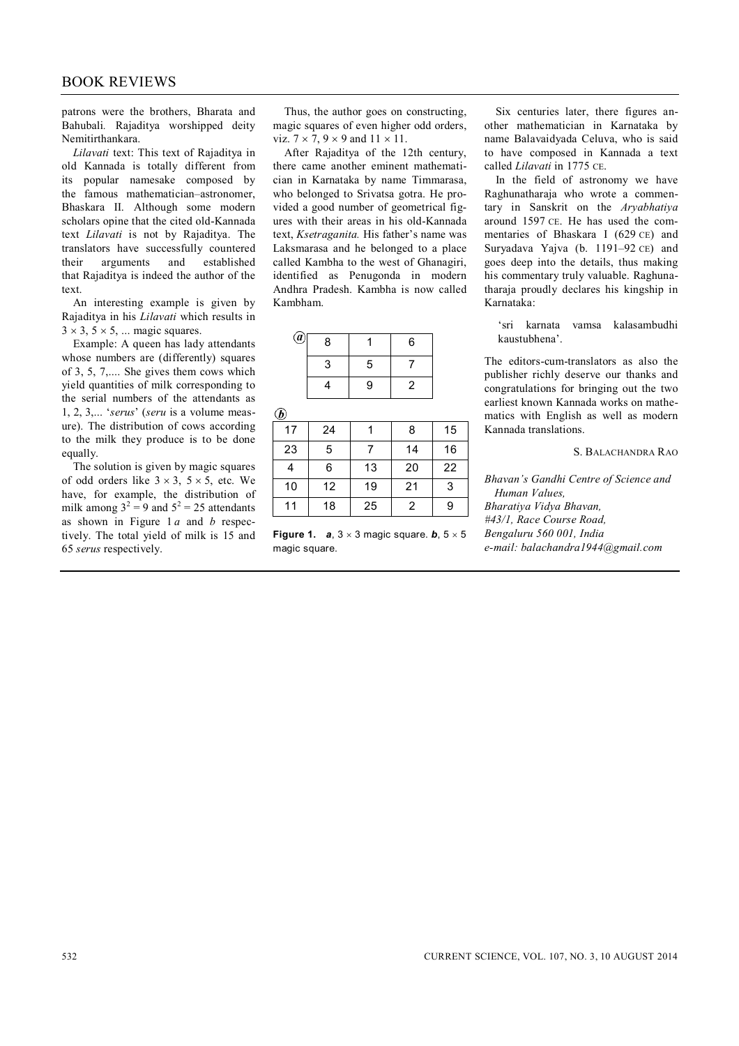patrons were the brothers, Bharata and Bahubali. Rajaditya worshipped deity Nemitirthankara.

*Lilavati* text: This text of Rajaditya in old Kannada is totally different from its popular namesake composed by the famous mathematician–astronomer, Bhaskara II. Although some modern scholars opine that the cited old-Kannada text *Lilavati* is not by Rajaditya. The translators have successfully countered their arguments and established that Rajaditya is indeed the author of the text.

An interesting example is given by Rajaditya in his *Lilavati* which results in $3 \times 3$, $5 \times 5$, ... magic squares.

Example: A queen has lady attendants whose numbers are (differently) squares of 3, 5, 7,.... She gives them cows which yield quantities of milk corresponding to the serial numbers of the attendants as 1, 2, 3,... '*serus*' (*seru* is a volume measure). The distribution of cows according to the milk they produce is to be done equally.

The solution is given by magic squares of odd orders like $3 \times 3$, $5 \times 5$, etc. We have, for example, the distribution of milk among $3^2 = 9$ and $5^2 = 25$ attendants as shown in Figure 1 *a* and *b* respectively. The total yield of milk is 15 and 65 *serus* respectively.

Thus, the author goes on constructing, magic squares of even higher odd orders, viz. $7 \times 7$, $9 \times 9$ and $11 \times 11$.

After Rajaditya of the 12th century, there came another eminent mathematician in Karnataka by name Timmarasa, who belonged to Srivatsa gotra. He provided a good number of geometrical figures with their areas in his old-Kannada text, *Ksetraganita.* His father's name was Laksmarasa and he belonged to a place called Kambha to the west of Ghanagiri, identified as Penugonda in modern Andhra Pradesh. Kambha is now called Kambham.

*a*

| | | |
|---|---|---|
| 8 | 1 | 6 |
| 3 | 5 | 7 |
| 4 | 9 | 2 |

*b*

| | | | | |
|---|---|---|---|---|
| 17 | 24 | 1 | 8 | 15 |
| 23 | 5 | 7 | 14 | 16 |
| 4 | 6 | 13 | 20 | 22 |
| 10 | 12 | 19 | 21 | 3 |
| 11 | 18 | 25 | 2 | 9 |

**Figure 1.** ***a***, $3 \times 3$ magic square. ***b***, $5 \times 5$ magic square.

Six centuries later, there figures another mathematician in Karnataka by name Balavaidyada Celuva, who is said to have composed in Kannada a text called *Lilavati* in 1775 CE.

In the field of astronomy we have Raghunatharaja who wrote a commentary in Sanskrit on the *Aryabhatiya* around 1597 CE. He has used the commentaries of Bhaskara I (629 CE) and Suryadava Yajva (b. 1191–92 CE) and goes deep into the details, thus making his commentary truly valuable. Raghunatharaja proudly declares his kingship in Karnataka:

> 'sri karnata vamsa kalasambudhi kaustubhena'.

The editors-cum-translators as also the publisher richly deserve our thanks and congratulations for bringing out the two earliest known Kannada works on mathematics with English as well as modern Kannada translations.

S. BALACHANDRA RAO

*Bhavan's Gandhi Centre of Science and Human Values,*
*Bharatiya Vidya Bhavan,*
*#43/1, Race Course Road,*
*Bengaluru 560 001, India*
*e-mail: balachandra1944@gmail.com*